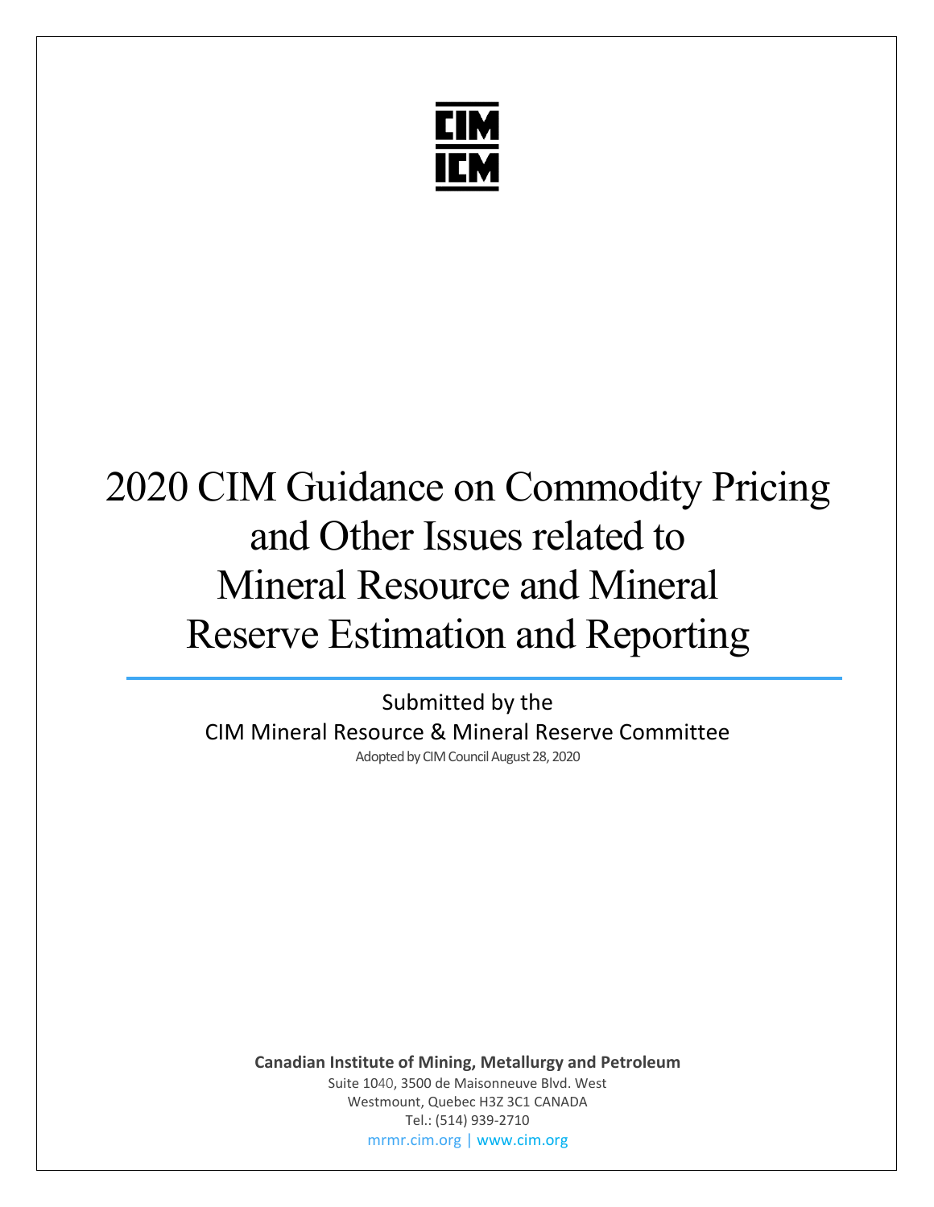CIM
ICM

# 2020 CIM Guidance on Commodity Pricing and Other Issues related to Mineral Resource and Mineral Reserve Estimation and Reporting

Submitted by the
CIM Mineral Resource & Mineral Reserve Committee

Adopted by CIM Council August 28, 2020

**Canadian Institute of Mining, Metallurgy and Petroleum**
Suite 1040, 3500 de Maisonneuve Blvd. West
Westmount, Quebec H3Z 3C1 CANADA
Tel.: (514) 939-2710
mrmr.cim.org | www.cim.org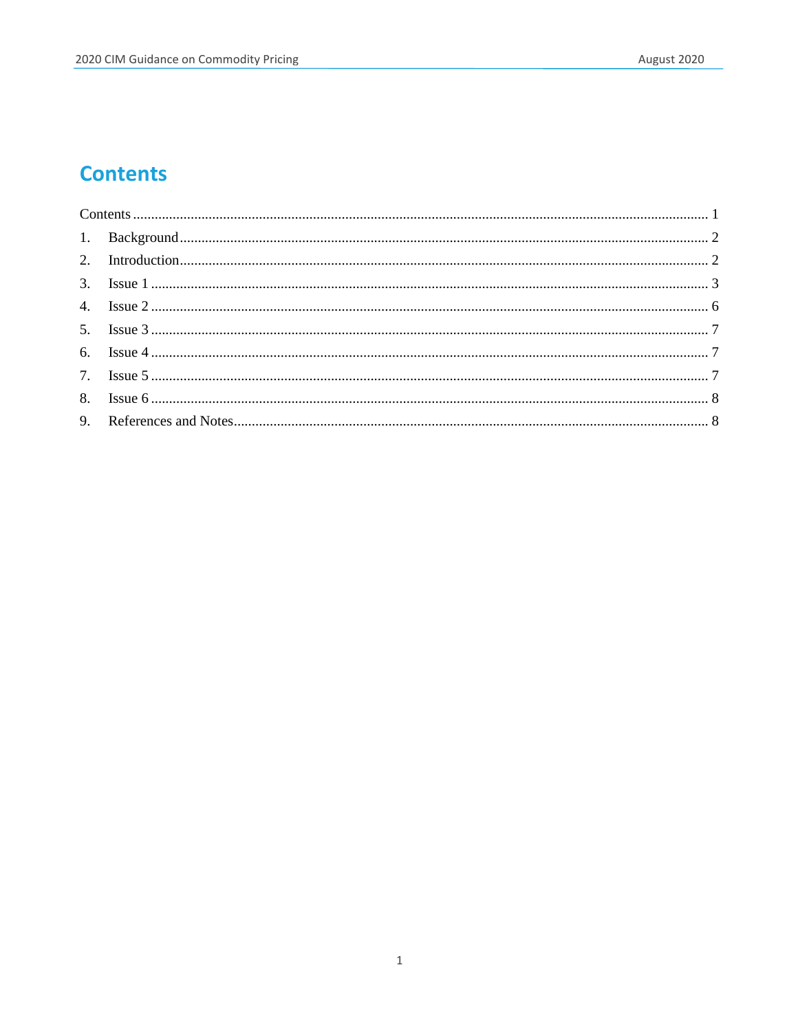# Contents

Contents ........................................................................................................................................ 1

1. Background ................................................................................................................................ 2
2. Introduction ................................................................................................................................ 2
3. Issue 1 ........................................................................................................................................ 3
4. Issue 2 ........................................................................................................................................ 6
5. Issue 3 ........................................................................................................................................ 7
6. Issue 4 ........................................................................................................................................ 7
7. Issue 5 ........................................................................................................................................ 7
8. Issue 6 ........................................................................................................................................ 8
9. References and Notes ................................................................................................................. 8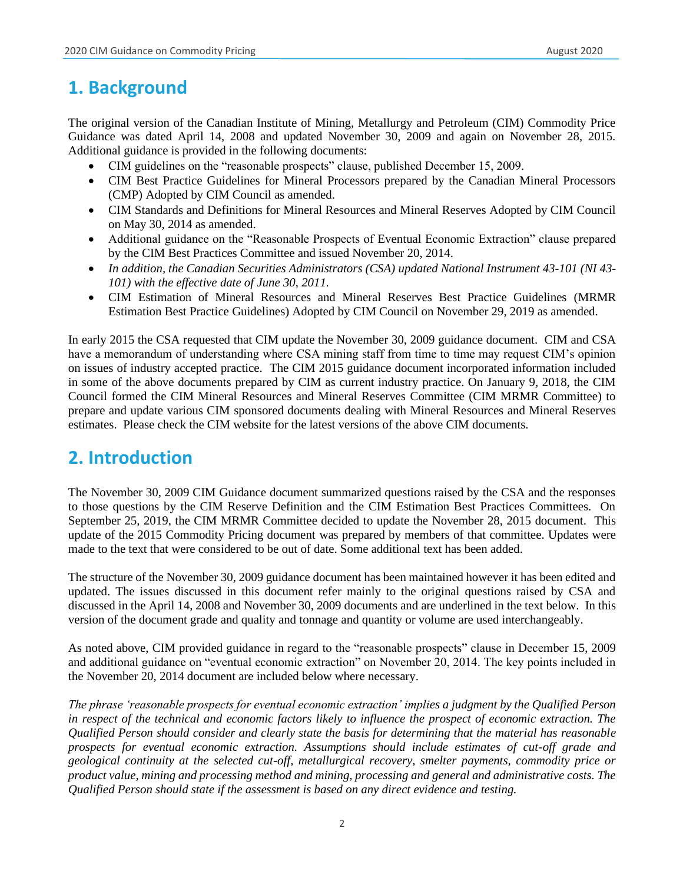# 1. Background

The original version of the Canadian Institute of Mining, Metallurgy and Petroleum (CIM) Commodity Price Guidance was dated April 14, 2008 and updated November 30, 2009 and again on November 28, 2015. Additional guidance is provided in the following documents:

- CIM guidelines on the "reasonable prospects" clause, published December 15, 2009.
- CIM Best Practice Guidelines for Mineral Processors prepared by the Canadian Mineral Processors (CMP) Adopted by CIM Council as amended.
- CIM Standards and Definitions for Mineral Resources and Mineral Reserves Adopted by CIM Council on May 30, 2014 as amended.
- Additional guidance on the "Reasonable Prospects of Eventual Economic Extraction" clause prepared by the CIM Best Practices Committee and issued November 20, 2014.
- *In addition, the Canadian Securities Administrators (CSA) updated National Instrument 43-101 (NI 43-101) with the effective date of June 30, 2011.*
- CIM Estimation of Mineral Resources and Mineral Reserves Best Practice Guidelines (MRMR Estimation Best Practice Guidelines) Adopted by CIM Council on November 29, 2019 as amended.

In early 2015 the CSA requested that CIM update the November 30, 2009 guidance document. CIM and CSA have a memorandum of understanding where CSA mining staff from time to time may request CIM's opinion on issues of industry accepted practice. The CIM 2015 guidance document incorporated information included in some of the above documents prepared by CIM as current industry practice. On January 9, 2018, the CIM Council formed the CIM Mineral Resources and Mineral Reserves Committee (CIM MRMR Committee) to prepare and update various CIM sponsored documents dealing with Mineral Resources and Mineral Reserves estimates. Please check the CIM website for the latest versions of the above CIM documents.

# 2. Introduction

The November 30, 2009 CIM Guidance document summarized questions raised by the CSA and the responses to those questions by the CIM Reserve Definition and the CIM Estimation Best Practices Committees. On September 25, 2019, the CIM MRMR Committee decided to update the November 28, 2015 document. This update of the 2015 Commodity Pricing document was prepared by members of that committee. Updates were made to the text that were considered to be out of date. Some additional text has been added.

The structure of the November 30, 2009 guidance document has been maintained however it has been edited and updated. The issues discussed in this document refer mainly to the original questions raised by CSA and discussed in the April 14, 2008 and November 30, 2009 documents and are underlined in the text below. In this version of the document grade and quality and tonnage and quantity or volume are used interchangeably.

As noted above, CIM provided guidance in regard to the "reasonable prospects" clause in December 15, 2009 and additional guidance on "eventual economic extraction" on November 20, 2014. The key points included in the November 20, 2014 document are included below where necessary.

*The phrase 'reasonable prospects for eventual economic extraction' implies a judgment by the Qualified Person in respect of the technical and economic factors likely to influence the prospect of economic extraction. The Qualified Person should consider and clearly state the basis for determining that the material has reasonable prospects for eventual economic extraction. Assumptions should include estimates of cut-off grade and geological continuity at the selected cut-off, metallurgical recovery, smelter payments, commodity price or product value, mining and processing method and mining, processing and general and administrative costs. The Qualified Person should state if the assessment is based on any direct evidence and testing.*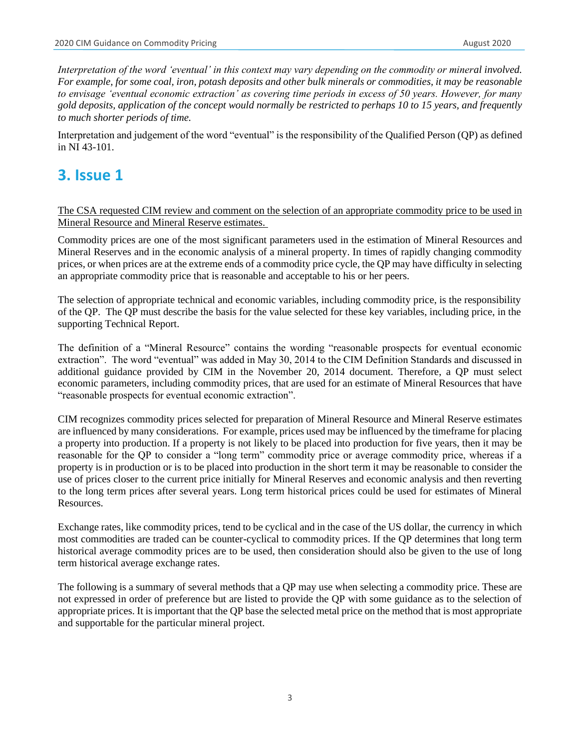*Interpretation of the word 'eventual' in this context may vary depending on the commodity or mineral involved. For example, for some coal, iron, potash deposits and other bulk minerals or commodities, it may be reasonable to envisage 'eventual economic extraction' as covering time periods in excess of 50 years. However, for many gold deposits, application of the concept would normally be restricted to perhaps 10 to 15 years, and frequently to much shorter periods of time.*

Interpretation and judgement of the word "eventual" is the responsibility of the Qualified Person (QP) as defined in NI 43-101.

# 3. Issue 1

<u>The CSA requested CIM review and comment on the selection of an appropriate commodity price to be used in Mineral Resource and Mineral Reserve estimates.</u>

Commodity prices are one of the most significant parameters used in the estimation of Mineral Resources and Mineral Reserves and in the economic analysis of a mineral property. In times of rapidly changing commodity prices, or when prices are at the extreme ends of a commodity price cycle, the QP may have difficulty in selecting an appropriate commodity price that is reasonable and acceptable to his or her peers.

The selection of appropriate technical and economic variables, including commodity price, is the responsibility of the QP. The QP must describe the basis for the value selected for these key variables, including price, in the supporting Technical Report.

The definition of a "Mineral Resource" contains the wording "reasonable prospects for eventual economic extraction". The word "eventual" was added in May 30, 2014 to the CIM Definition Standards and discussed in additional guidance provided by CIM in the November 20, 2014 document. Therefore, a QP must select economic parameters, including commodity prices, that are used for an estimate of Mineral Resources that have "reasonable prospects for eventual economic extraction".

CIM recognizes commodity prices selected for preparation of Mineral Resource and Mineral Reserve estimates are influenced by many considerations. For example, prices used may be influenced by the timeframe for placing a property into production. If a property is not likely to be placed into production for five years, then it may be reasonable for the QP to consider a "long term" commodity price or average commodity price, whereas if a property is in production or is to be placed into production in the short term it may be reasonable to consider the use of prices closer to the current price initially for Mineral Reserves and economic analysis and then reverting to the long term prices after several years. Long term historical prices could be used for estimates of Mineral Resources.

Exchange rates, like commodity prices, tend to be cyclical and in the case of the US dollar, the currency in which most commodities are traded can be counter-cyclical to commodity prices. If the QP determines that long term historical average commodity prices are to be used, then consideration should also be given to the use of long term historical average exchange rates.

The following is a summary of several methods that a QP may use when selecting a commodity price. These are not expressed in order of preference but are listed to provide the QP with some guidance as to the selection of appropriate prices. It is important that the QP base the selected metal price on the method that is most appropriate and supportable for the particular mineral project.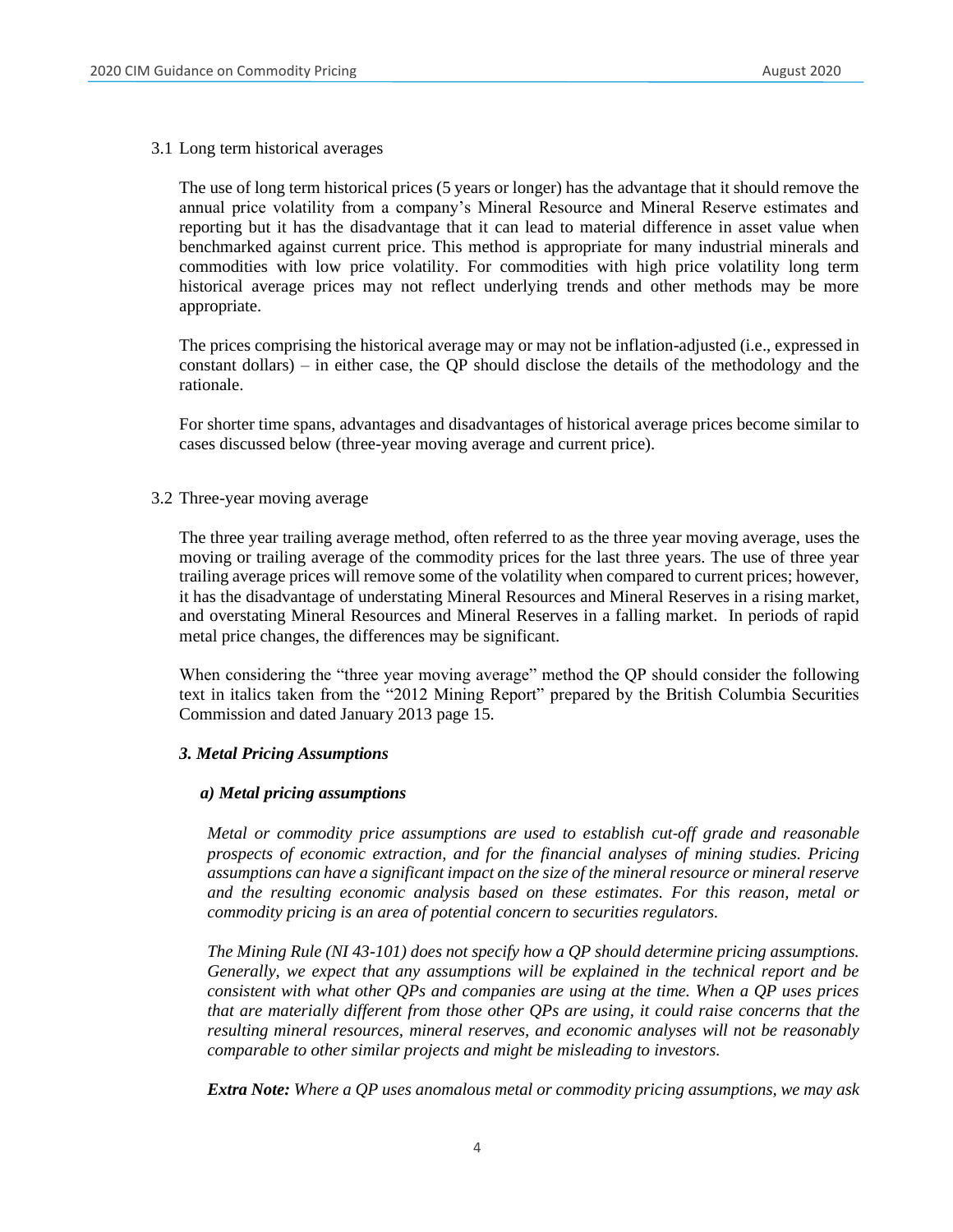### 3.1 Long term historical averages

The use of long term historical prices (5 years or longer) has the advantage that it should remove the annual price volatility from a company's Mineral Resource and Mineral Reserve estimates and reporting but it has the disadvantage that it can lead to material difference in asset value when benchmarked against current price. This method is appropriate for many industrial minerals and commodities with low price volatility. For commodities with high price volatility long term historical average prices may not reflect underlying trends and other methods may be more appropriate.

The prices comprising the historical average may or may not be inflation-adjusted (i.e., expressed in constant dollars) – in either case, the QP should disclose the details of the methodology and the rationale.

For shorter time spans, advantages and disadvantages of historical average prices become similar to cases discussed below (three-year moving average and current price).

### 3.2 Three-year moving average

The three year trailing average method, often referred to as the three year moving average, uses the moving or trailing average of the commodity prices for the last three years. The use of three year trailing average prices will remove some of the volatility when compared to current prices; however, it has the disadvantage of understating Mineral Resources and Mineral Reserves in a rising market, and overstating Mineral Resources and Mineral Reserves in a falling market. In periods of rapid metal price changes, the differences may be significant.

When considering the "three year moving average" method the QP should consider the following text in italics taken from the "2012 Mining Report" prepared by the British Columbia Securities Commission and dated January 2013 page 15.

***3. Metal Pricing Assumptions***

***a) Metal pricing assumptions***

*Metal or commodity price assumptions are used to establish cut-off grade and reasonable prospects of economic extraction, and for the financial analyses of mining studies. Pricing assumptions can have a significant impact on the size of the mineral resource or mineral reserve and the resulting economic analysis based on these estimates. For this reason, metal or commodity pricing is an area of potential concern to securities regulators.*

*The Mining Rule (NI 43-101) does not specify how a QP should determine pricing assumptions. Generally, we expect that any assumptions will be explained in the technical report and be consistent with what other QPs and companies are using at the time. When a QP uses prices that are materially different from those other QPs are using, it could raise concerns that the resulting mineral resources, mineral reserves, and economic analyses will not be reasonably comparable to other similar projects and might be misleading to investors.*

***Extra Note:*** *Where a QP uses anomalous metal or commodity pricing assumptions, we may ask*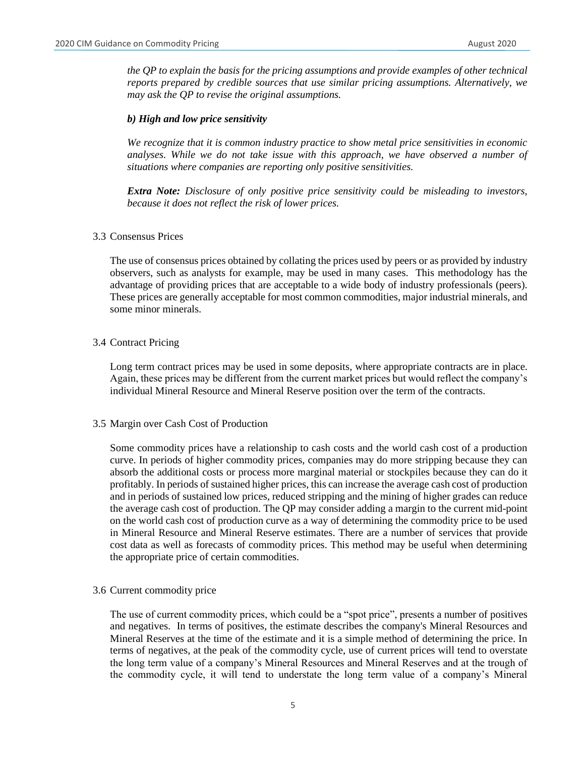*the QP to explain the basis for the pricing assumptions and provide examples of other technical reports prepared by credible sources that use similar pricing assumptions. Alternatively, we may ask the QP to revise the original assumptions.*

***b) High and low price sensitivity***

*We recognize that it is common industry practice to show metal price sensitivities in economic analyses. While we do not take issue with this approach, we have observed a number of situations where companies are reporting only positive sensitivities.*

***Extra Note:*** *Disclosure of only positive price sensitivity could be misleading to investors, because it does not reflect the risk of lower prices.*

### 3.3 Consensus Prices

The use of consensus prices obtained by collating the prices used by peers or as provided by industry observers, such as analysts for example, may be used in many cases. This methodology has the advantage of providing prices that are acceptable to a wide body of industry professionals (peers). These prices are generally acceptable for most common commodities, major industrial minerals, and some minor minerals.

### 3.4 Contract Pricing

Long term contract prices may be used in some deposits, where appropriate contracts are in place. Again, these prices may be different from the current market prices but would reflect the company's individual Mineral Resource and Mineral Reserve position over the term of the contracts.

### 3.5 Margin over Cash Cost of Production

Some commodity prices have a relationship to cash costs and the world cash cost of a production curve. In periods of higher commodity prices, companies may do more stripping because they can absorb the additional costs or process more marginal material or stockpiles because they can do it profitably. In periods of sustained higher prices, this can increase the average cash cost of production and in periods of sustained low prices, reduced stripping and the mining of higher grades can reduce the average cash cost of production. The QP may consider adding a margin to the current mid-point on the world cash cost of production curve as a way of determining the commodity price to be used in Mineral Resource and Mineral Reserve estimates. There are a number of services that provide cost data as well as forecasts of commodity prices. This method may be useful when determining the appropriate price of certain commodities.

### 3.6 Current commodity price

The use of current commodity prices, which could be a "spot price", presents a number of positives and negatives. In terms of positives, the estimate describes the company's Mineral Resources and Mineral Reserves at the time of the estimate and it is a simple method of determining the price. In terms of negatives, at the peak of the commodity cycle, use of current prices will tend to overstate the long term value of a company's Mineral Resources and Mineral Reserves and at the trough of the commodity cycle, it will tend to understate the long term value of a company's Mineral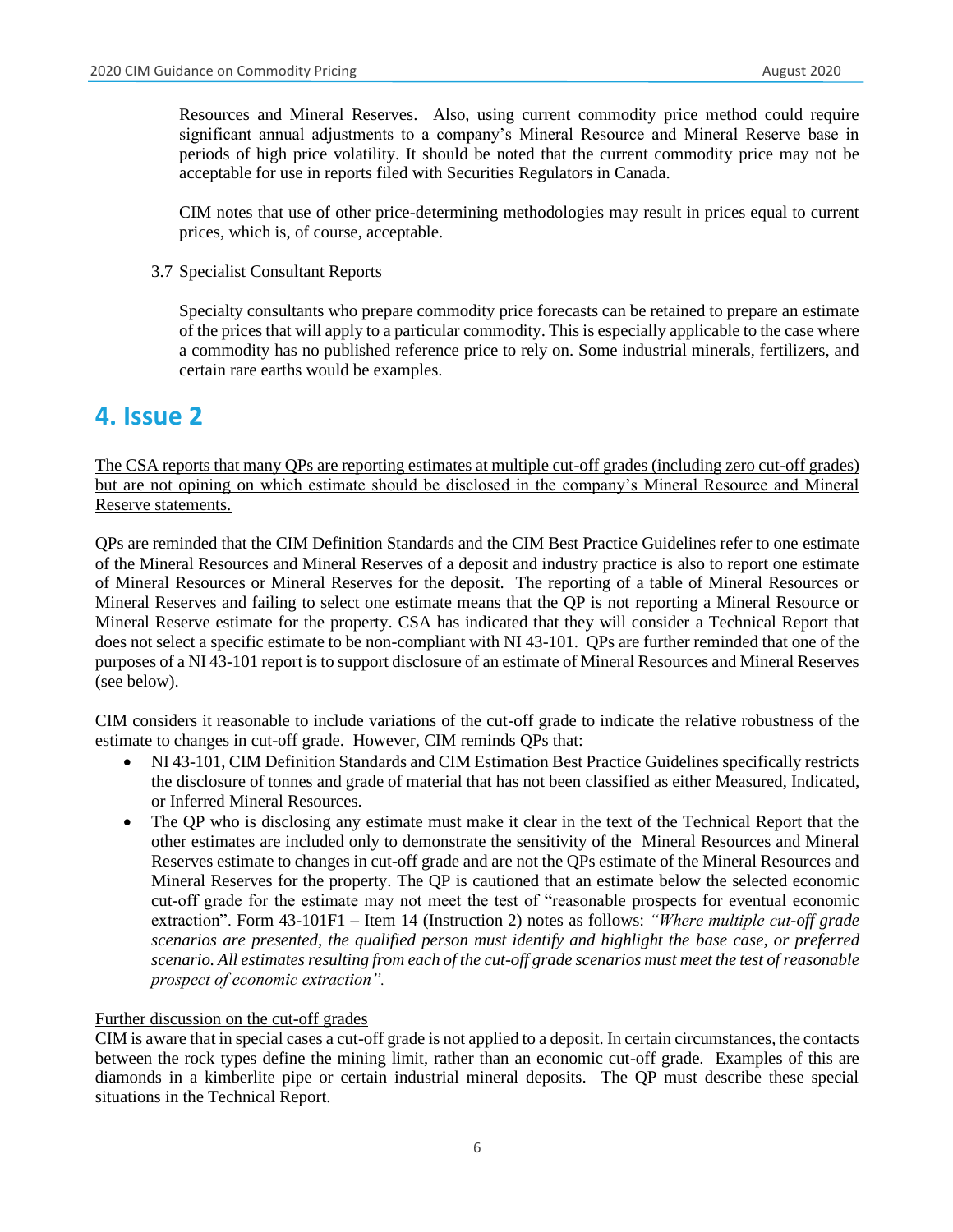Resources and Mineral Reserves. Also, using current commodity price method could require significant annual adjustments to a company's Mineral Resource and Mineral Reserve base in periods of high price volatility. It should be noted that the current commodity price may not be acceptable for use in reports filed with Securities Regulators in Canada.

CIM notes that use of other price-determining methodologies may result in prices equal to current prices, which is, of course, acceptable.

3.7 Specialist Consultant Reports

Specialty consultants who prepare commodity price forecasts can be retained to prepare an estimate of the prices that will apply to a particular commodity. This is especially applicable to the case where a commodity has no published reference price to rely on. Some industrial minerals, fertilizers, and certain rare earths would be examples.

# 4. Issue 2

<u>The CSA reports that many QPs are reporting estimates at multiple cut-off grades (including zero cut-off grades) but are not opining on which estimate should be disclosed in the company's Mineral Resource and Mineral Reserve statements.</u>

QPs are reminded that the CIM Definition Standards and the CIM Best Practice Guidelines refer to one estimate of the Mineral Resources and Mineral Reserves of a deposit and industry practice is also to report one estimate of Mineral Resources or Mineral Reserves for the deposit. The reporting of a table of Mineral Resources or Mineral Reserves and failing to select one estimate means that the QP is not reporting a Mineral Resource or Mineral Reserve estimate for the property. CSA has indicated that they will consider a Technical Report that does not select a specific estimate to be non-compliant with NI 43-101. QPs are further reminded that one of the purposes of a NI 43-101 report is to support disclosure of an estimate of Mineral Resources and Mineral Reserves (see below).

CIM considers it reasonable to include variations of the cut-off grade to indicate the relative robustness of the estimate to changes in cut-off grade. However, CIM reminds QPs that:

- NI 43-101, CIM Definition Standards and CIM Estimation Best Practice Guidelines specifically restricts the disclosure of tonnes and grade of material that has not been classified as either Measured, Indicated, or Inferred Mineral Resources.
- The QP who is disclosing any estimate must make it clear in the text of the Technical Report that the other estimates are included only to demonstrate the sensitivity of the Mineral Resources and Mineral Reserves estimate to changes in cut-off grade and are not the QPs estimate of the Mineral Resources and Mineral Reserves for the property. The QP is cautioned that an estimate below the selected economic cut-off grade for the estimate may not meet the test of "reasonable prospects for eventual economic extraction". Form 43-101F1 – Item 14 (Instruction 2) notes as follows: *"Where multiple cut-off grade scenarios are presented, the qualified person must identify and highlight the base case, or preferred scenario. All estimates resulting from each of the cut-off grade scenarios must meet the test of reasonable prospect of economic extraction".*

<u>Further discussion on the cut-off grades</u>

CIM is aware that in special cases a cut-off grade is not applied to a deposit. In certain circumstances, the contacts between the rock types define the mining limit, rather than an economic cut-off grade. Examples of this are diamonds in a kimberlite pipe or certain industrial mineral deposits. The QP must describe these special situations in the Technical Report.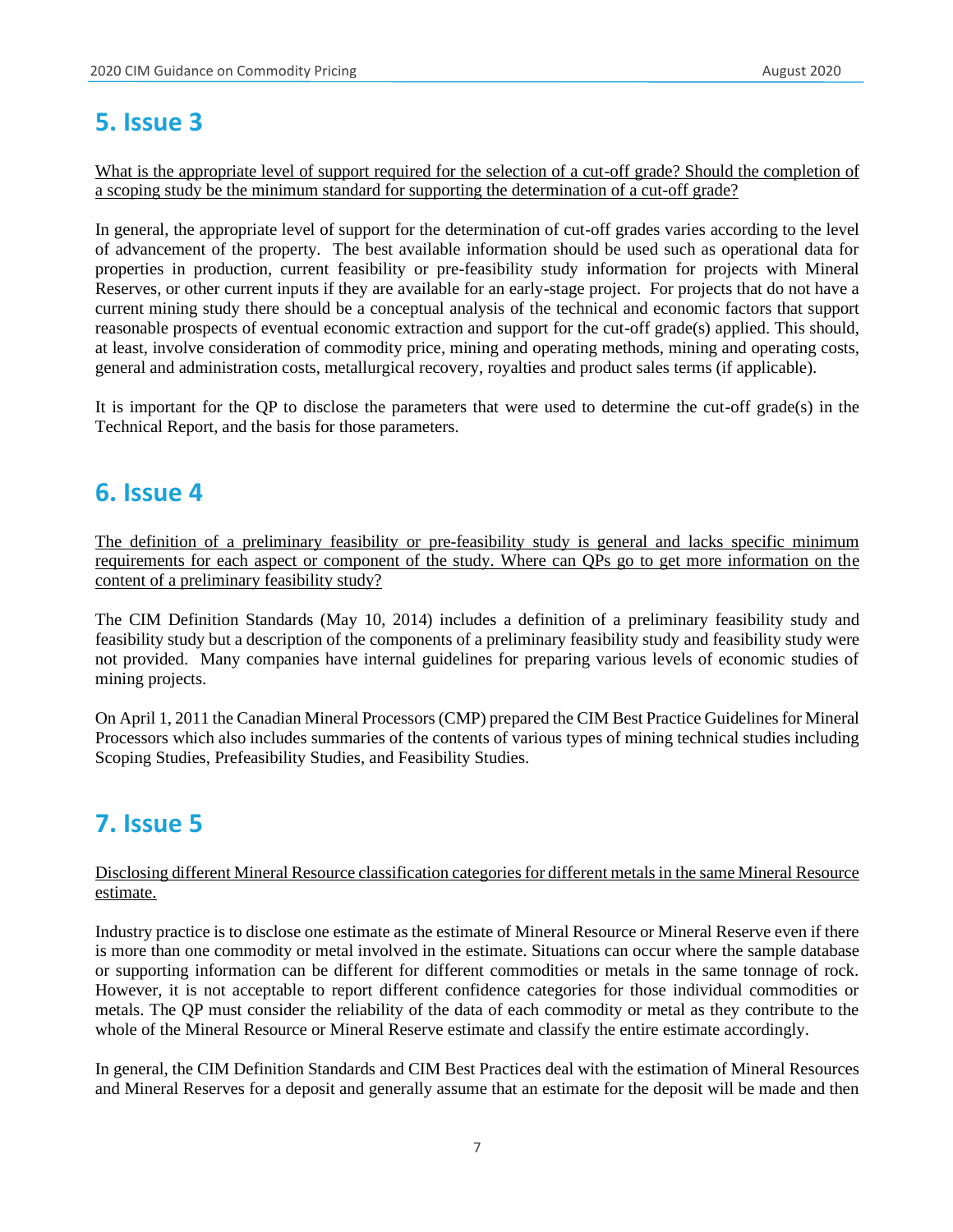## 5. Issue 3

What is the appropriate level of support required for the selection of a cut-off grade? Should the completion of a scoping study be the minimum standard for supporting the determination of a cut-off grade?

In general, the appropriate level of support for the determination of cut-off grades varies according to the level of advancement of the property. The best available information should be used such as operational data for properties in production, current feasibility or pre-feasibility study information for projects with Mineral Reserves, or other current inputs if they are available for an early-stage project. For projects that do not have a current mining study there should be a conceptual analysis of the technical and economic factors that support reasonable prospects of eventual economic extraction and support for the cut-off grade(s) applied. This should, at least, involve consideration of commodity price, mining and operating methods, mining and operating costs, general and administration costs, metallurgical recovery, royalties and product sales terms (if applicable).

It is important for the QP to disclose the parameters that were used to determine the cut-off grade(s) in the Technical Report, and the basis for those parameters.

## 6. Issue 4

The definition of a preliminary feasibility or pre-feasibility study is general and lacks specific minimum requirements for each aspect or component of the study. Where can QPs go to get more information on the content of a preliminary feasibility study?

The CIM Definition Standards (May 10, 2014) includes a definition of a preliminary feasibility study and feasibility study but a description of the components of a preliminary feasibility study and feasibility study were not provided. Many companies have internal guidelines for preparing various levels of economic studies of mining projects.

On April 1, 2011 the Canadian Mineral Processors (CMP) prepared the CIM Best Practice Guidelines for Mineral Processors which also includes summaries of the contents of various types of mining technical studies including Scoping Studies, Prefeasibility Studies, and Feasibility Studies.

## 7. Issue 5

Disclosing different Mineral Resource classification categories for different metals in the same Mineral Resource estimate.

Industry practice is to disclose one estimate as the estimate of Mineral Resource or Mineral Reserve even if there is more than one commodity or metal involved in the estimate. Situations can occur where the sample database or supporting information can be different for different commodities or metals in the same tonnage of rock. However, it is not acceptable to report different confidence categories for those individual commodities or metals. The QP must consider the reliability of the data of each commodity or metal as they contribute to the whole of the Mineral Resource or Mineral Reserve estimate and classify the entire estimate accordingly.

In general, the CIM Definition Standards and CIM Best Practices deal with the estimation of Mineral Resources and Mineral Reserves for a deposit and generally assume that an estimate for the deposit will be made and then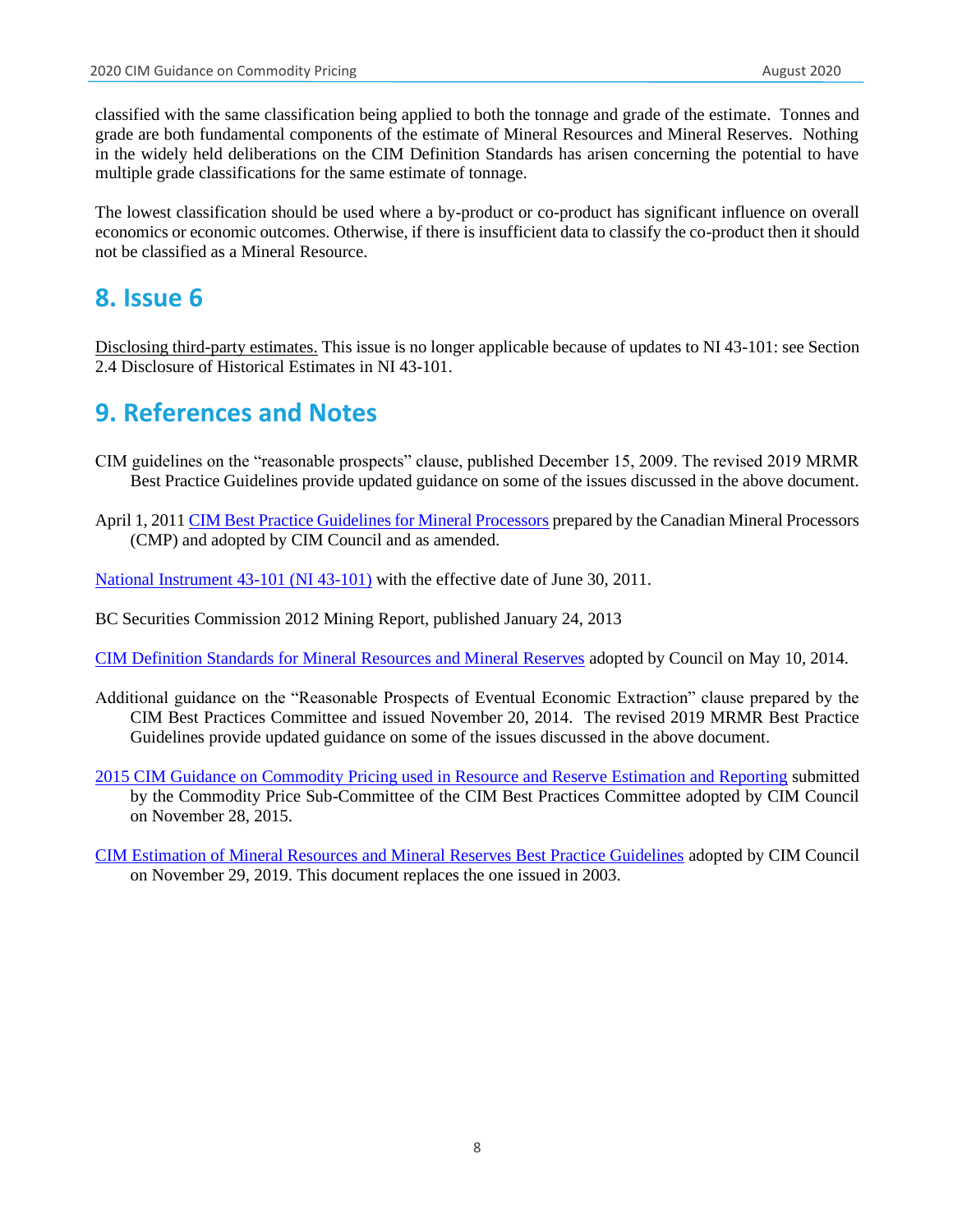classified with the same classification being applied to both the tonnage and grade of the estimate. Tonnes and grade are both fundamental components of the estimate of Mineral Resources and Mineral Reserves. Nothing in the widely held deliberations on the CIM Definition Standards has arisen concerning the potential to have multiple grade classifications for the same estimate of tonnage.

The lowest classification should be used where a by-product or co-product has significant influence on overall economics or economic outcomes. Otherwise, if there is insufficient data to classify the co-product then it should not be classified as a Mineral Resource.

# 8. Issue 6

Disclosing third-party estimates. This issue is no longer applicable because of updates to NI 43-101: see Section 2.4 Disclosure of Historical Estimates in NI 43-101.

# 9. References and Notes

CIM guidelines on the "reasonable prospects" clause, published December 15, 2009. The revised 2019 MRMR Best Practice Guidelines provide updated guidance on some of the issues discussed in the above document.

April 1, 2011 CIM Best Practice Guidelines for Mineral Processors prepared by the Canadian Mineral Processors (CMP) and adopted by CIM Council and as amended.

National Instrument 43-101 (NI 43-101) with the effective date of June 30, 2011.

BC Securities Commission 2012 Mining Report, published January 24, 2013

CIM Definition Standards for Mineral Resources and Mineral Reserves adopted by Council on May 10, 2014.

Additional guidance on the "Reasonable Prospects of Eventual Economic Extraction" clause prepared by the CIM Best Practices Committee and issued November 20, 2014. The revised 2019 MRMR Best Practice Guidelines provide updated guidance on some of the issues discussed in the above document.

2015 CIM Guidance on Commodity Pricing used in Resource and Reserve Estimation and Reporting submitted by the Commodity Price Sub-Committee of the CIM Best Practices Committee adopted by CIM Council on November 28, 2015.

CIM Estimation of Mineral Resources and Mineral Reserves Best Practice Guidelines adopted by CIM Council on November 29, 2019. This document replaces the one issued in 2003.